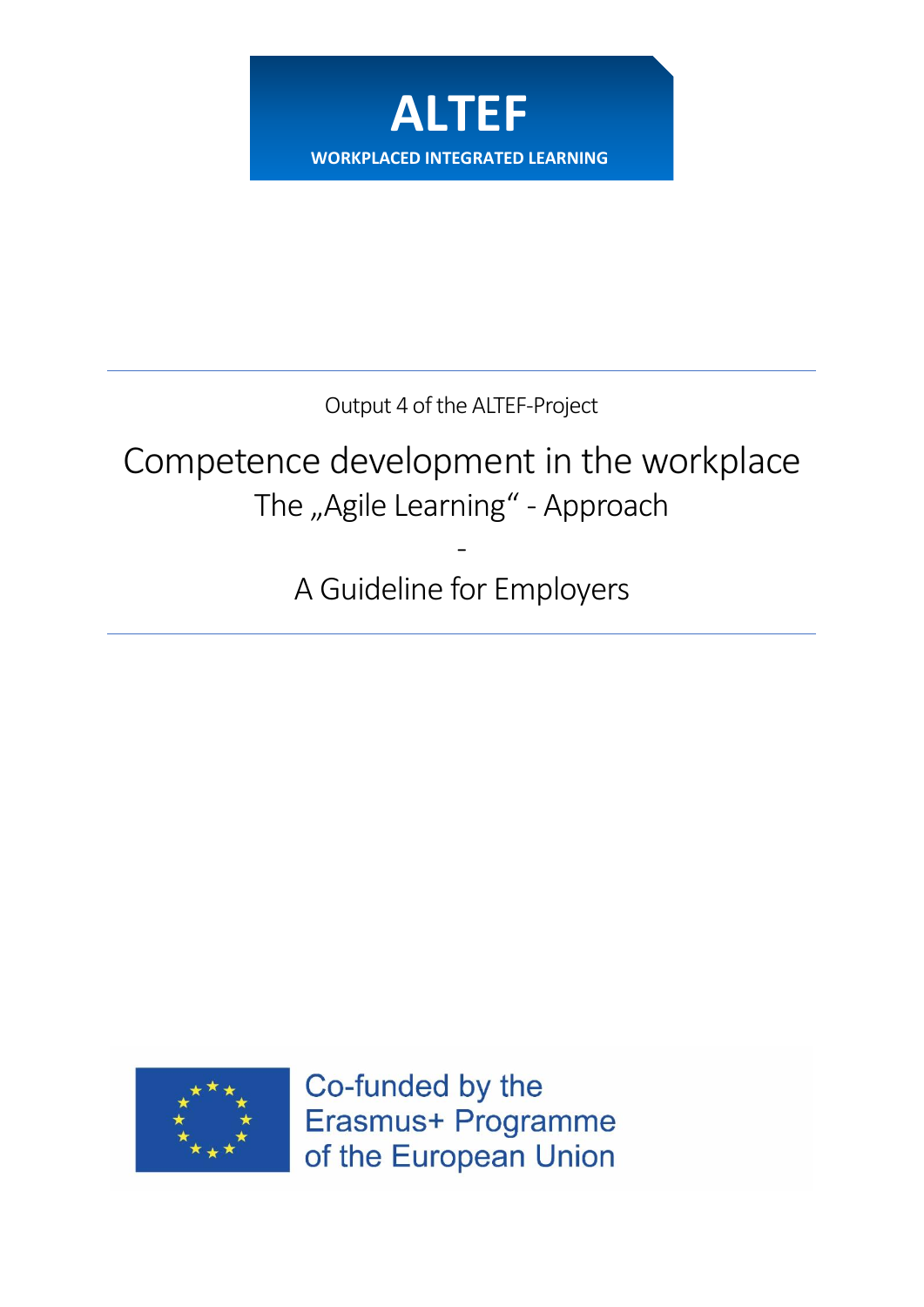**ALTEF**

**WORKPLACED INTEGRATED LEARNING**

Output 4 of the ALTEF-Project

# Competence development in the workplace

## The „Agile Learning“ - Approach

-

## A Guideline for Employers

Co-funded by the Erasmus+ Programme of the European Union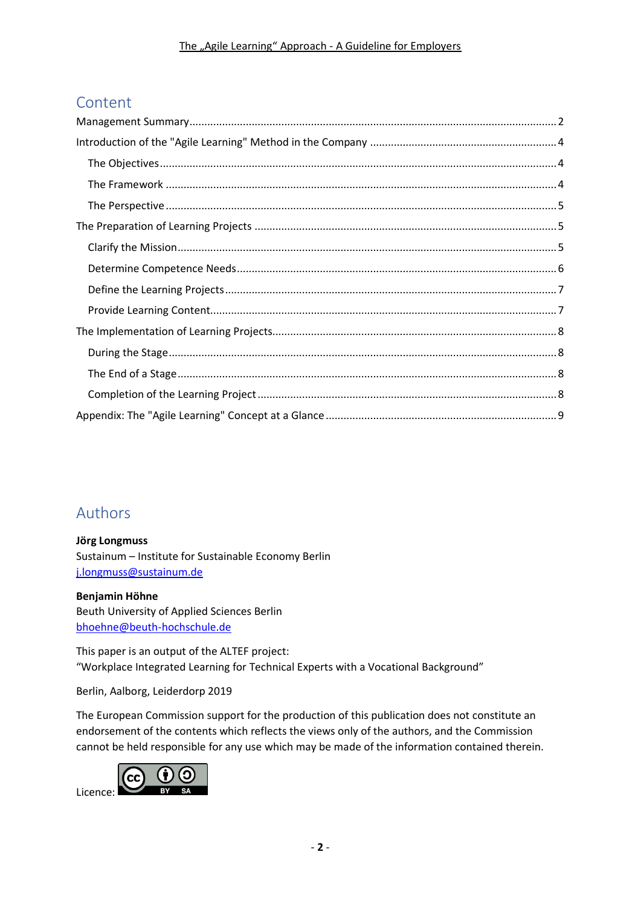## Content

Management Summary ..... 2

Introduction of the "Agile Learning" Method in the Company ..... 4

- The Objectives ..... 4
- The Framework ..... 4
- The Perspective ..... 5

The Preparation of Learning Projects ..... 5

- Clarify the Mission ..... 5
- Determine Competence Needs ..... 6
- Define the Learning Projects ..... 7
- Provide Learning Content ..... 7

The Implementation of Learning Projects ..... 8

- During the Stage ..... 8
- The End of a Stage ..... 8
- Completion of the Learning Project ..... 8

Appendix: The "Agile Learning" Concept at a Glance ..... 9

## Authors

**Jörg Longmuss**
Sustainum – Institute for Sustainable Economy Berlin
j.longmuss@sustainum.de

**Benjamin Höhne**
Beuth University of Applied Sciences Berlin
bhoehne@beuth-hochschule.de

This paper is an output of the ALTEF project:
"Workplace Integrated Learning for Technical Experts with a Vocational Background"

Berlin, Aalborg, Leiderdorp 2019

The European Commission support for the production of this publication does not constitute an endorsement of the contents which reflects the views only of the authors, and the Commission cannot be held responsible for any use which may be made of the information contained therein.

Licence: CC BY SA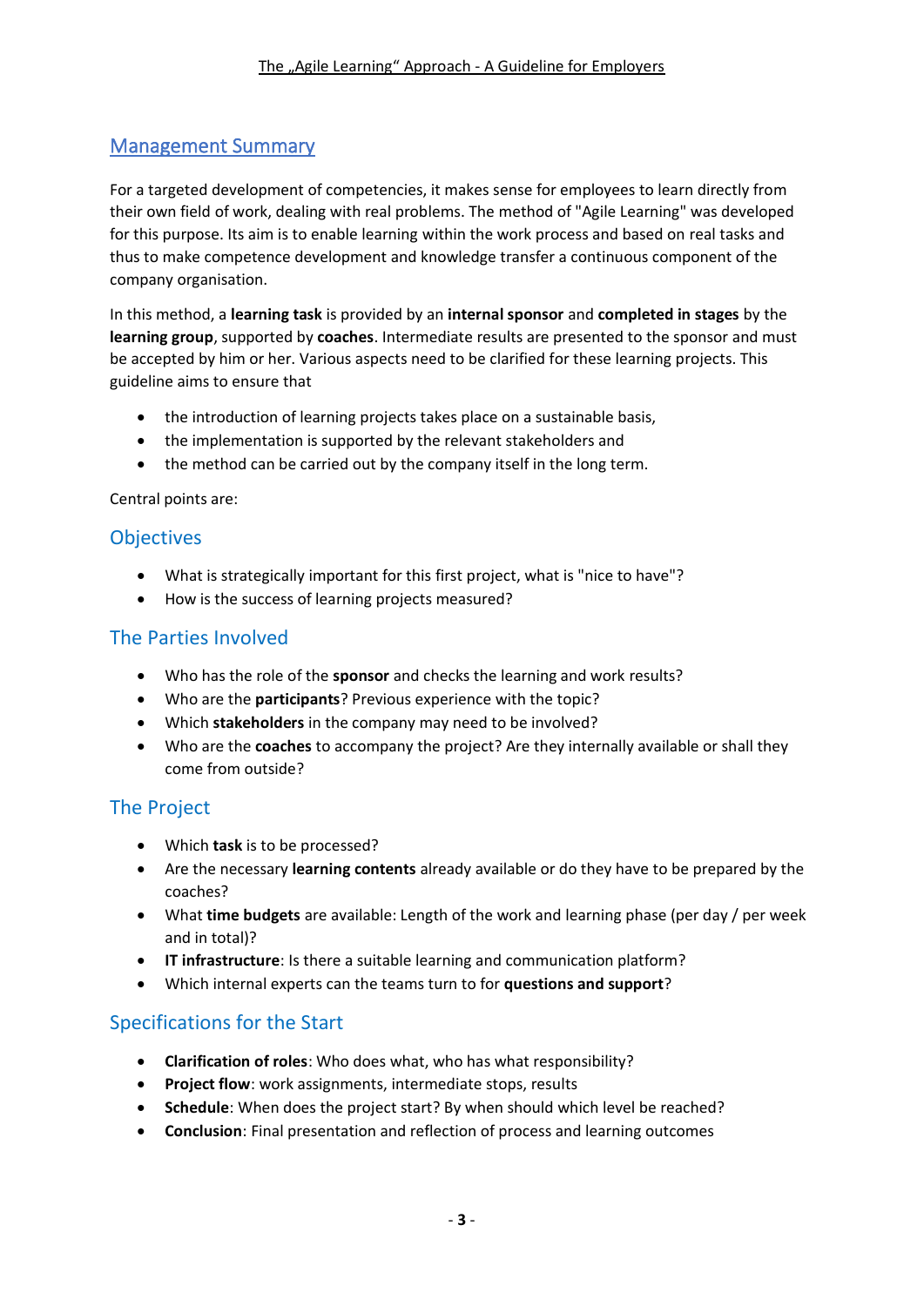## Management Summary

For a targeted development of competencies, it makes sense for employees to learn directly from their own field of work, dealing with real problems. The method of "Agile Learning" was developed for this purpose. Its aim is to enable learning within the work process and based on real tasks and thus to make competence development and knowledge transfer a continuous component of the company organisation.

In this method, a **learning task** is provided by an **internal sponsor** and **completed in stages** by the **learning group**, supported by **coaches**. Intermediate results are presented to the sponsor and must be accepted by him or her. Various aspects need to be clarified for these learning projects. This guideline aims to ensure that

- the introduction of learning projects takes place on a sustainable basis,
- the implementation is supported by the relevant stakeholders and
- the method can be carried out by the company itself in the long term.

Central points are:

### Objectives

- What is strategically important for this first project, what is "nice to have"?
- How is the success of learning projects measured?

### The Parties Involved

- Who has the role of the **sponsor** and checks the learning and work results?
- Who are the **participants**? Previous experience with the topic?
- Which **stakeholders** in the company may need to be involved?
- Who are the **coaches** to accompany the project? Are they internally available or shall they come from outside?

### The Project

- Which **task** is to be processed?
- Are the necessary **learning contents** already available or do they have to be prepared by the coaches?
- What **time budgets** are available: Length of the work and learning phase (per day / per week and in total)?
- **IT infrastructure**: Is there a suitable learning and communication platform?
- Which internal experts can the teams turn to for **questions and support**?

### Specifications for the Start

- **Clarification of roles**: Who does what, who has what responsibility?
- **Project flow**: work assignments, intermediate stops, results
- **Schedule**: When does the project start? By when should which level be reached?
- **Conclusion**: Final presentation and reflection of process and learning outcomes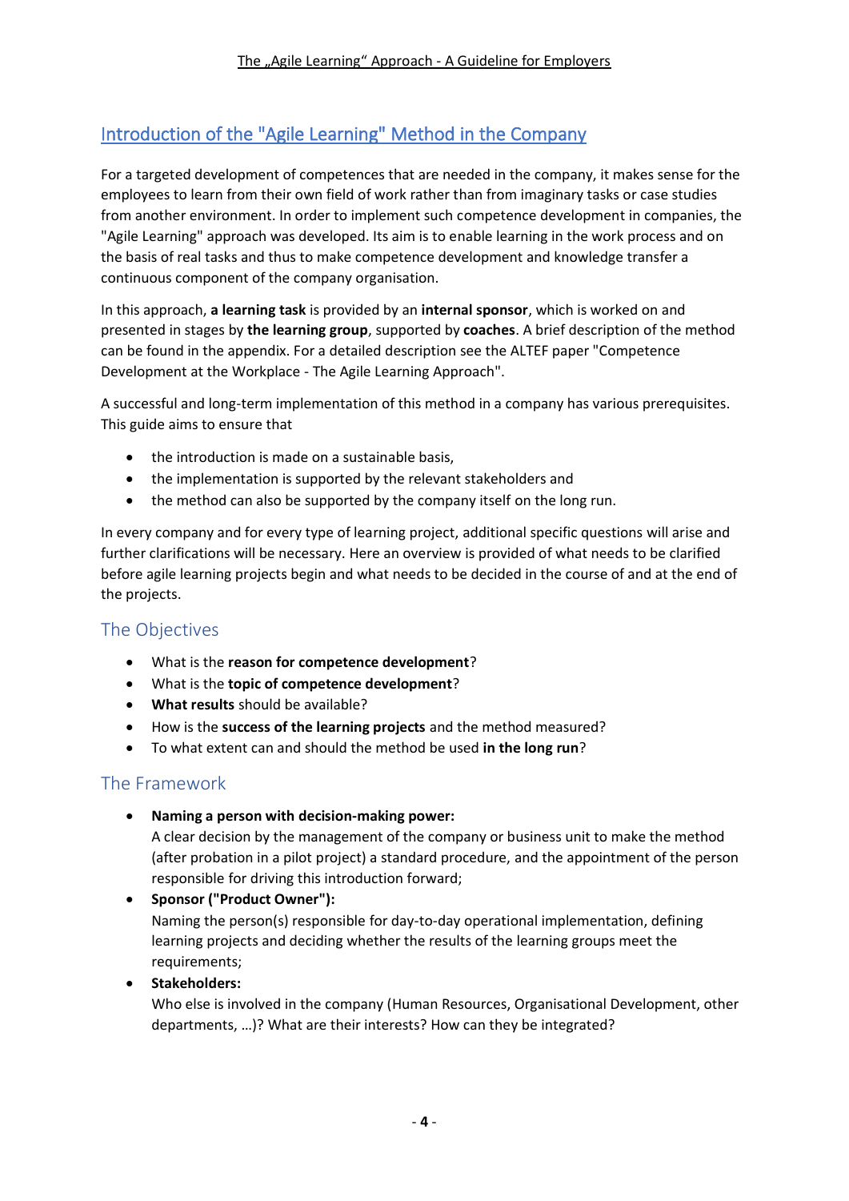## Introduction of the "Agile Learning" Method in the Company

For a targeted development of competences that are needed in the company, it makes sense for the employees to learn from their own field of work rather than from imaginary tasks or case studies from another environment. In order to implement such competence development in companies, the "Agile Learning" approach was developed. Its aim is to enable learning in the work process and on the basis of real tasks and thus to make competence development and knowledge transfer a continuous component of the company organisation.

In this approach, **a learning task** is provided by an **internal sponsor**, which is worked on and presented in stages by **the learning group**, supported by **coaches**. A brief description of the method can be found in the appendix. For a detailed description see the ALTEF paper "Competence Development at the Workplace - The Agile Learning Approach".

A successful and long-term implementation of this method in a company has various prerequisites. This guide aims to ensure that

- the introduction is made on a sustainable basis,
- the implementation is supported by the relevant stakeholders and
- the method can also be supported by the company itself on the long run.

In every company and for every type of learning project, additional specific questions will arise and further clarifications will be necessary. Here an overview is provided of what needs to be clarified before agile learning projects begin and what needs to be decided in the course of and at the end of the projects.

### The Objectives

- What is the **reason for competence development**?
- What is the **topic of competence development**?
- **What results** should be available?
- How is the **success of the learning projects** and the method measured?
- To what extent can and should the method be used **in the long run**?

### The Framework

- **Naming a person with decision-making power:**
  A clear decision by the management of the company or business unit to make the method (after probation in a pilot project) a standard procedure, and the appointment of the person responsible for driving this introduction forward;
- **Sponsor ("Product Owner"):**
  Naming the person(s) responsible for day-to-day operational implementation, defining learning projects and deciding whether the results of the learning groups meet the requirements;
- **Stakeholders:**
  Who else is involved in the company (Human Resources, Organisational Development, other departments, …)? What are their interests? How can they be integrated?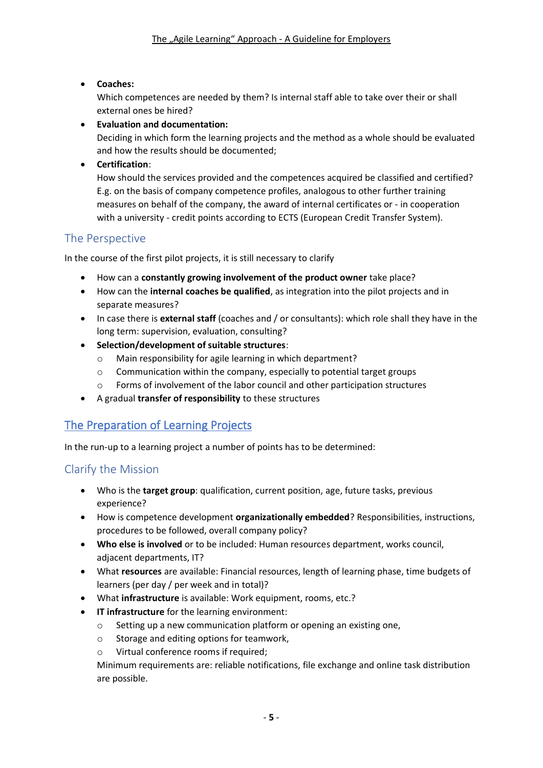- **Coaches:**
  Which competences are needed by them? Is internal staff able to take over their or shall external ones be hired?
- **Evaluation and documentation:**
  Deciding in which form the learning projects and the method as a whole should be evaluated and how the results should be documented;
- **Certification**:
  How should the services provided and the competences acquired be classified and certified? E.g. on the basis of company competence profiles, analogous to other further training measures on behalf of the company, the award of internal certificates or - in cooperation with a university - credit points according to ECTS (European Credit Transfer System).

### The Perspective

In the course of the first pilot projects, it is still necessary to clarify

- How can a **constantly growing involvement of the product owner** take place?
- How can the **internal coaches be qualified**, as integration into the pilot projects and in separate measures?
- In case there is **external staff** (coaches and / or consultants): which role shall they have in the long term: supervision, evaluation, consulting?
- **Selection/development of suitable structures**:
  - Main responsibility for agile learning in which department?
  - Communication within the company, especially to potential target groups
  - Forms of involvement of the labor council and other participation structures
- A gradual **transfer of responsibility** to these structures

## The Preparation of Learning Projects

In the run-up to a learning project a number of points has to be determined:

### Clarify the Mission

- Who is the **target group**: qualification, current position, age, future tasks, previous experience?
- How is competence development **organizationally embedded**? Responsibilities, instructions, procedures to be followed, overall company policy?
- **Who else is involved** or to be included: Human resources department, works council, adjacent departments, IT?
- What **resources** are available: Financial resources, length of learning phase, time budgets of learners (per day / per week and in total)?
- What **infrastructure** is available: Work equipment, rooms, etc.?
- **IT infrastructure** for the learning environment:
  - Setting up a new communication platform or opening an existing one,
  - Storage and editing options for teamwork,
  - Virtual conference rooms if required;

  Minimum requirements are: reliable notifications, file exchange and online task distribution are possible.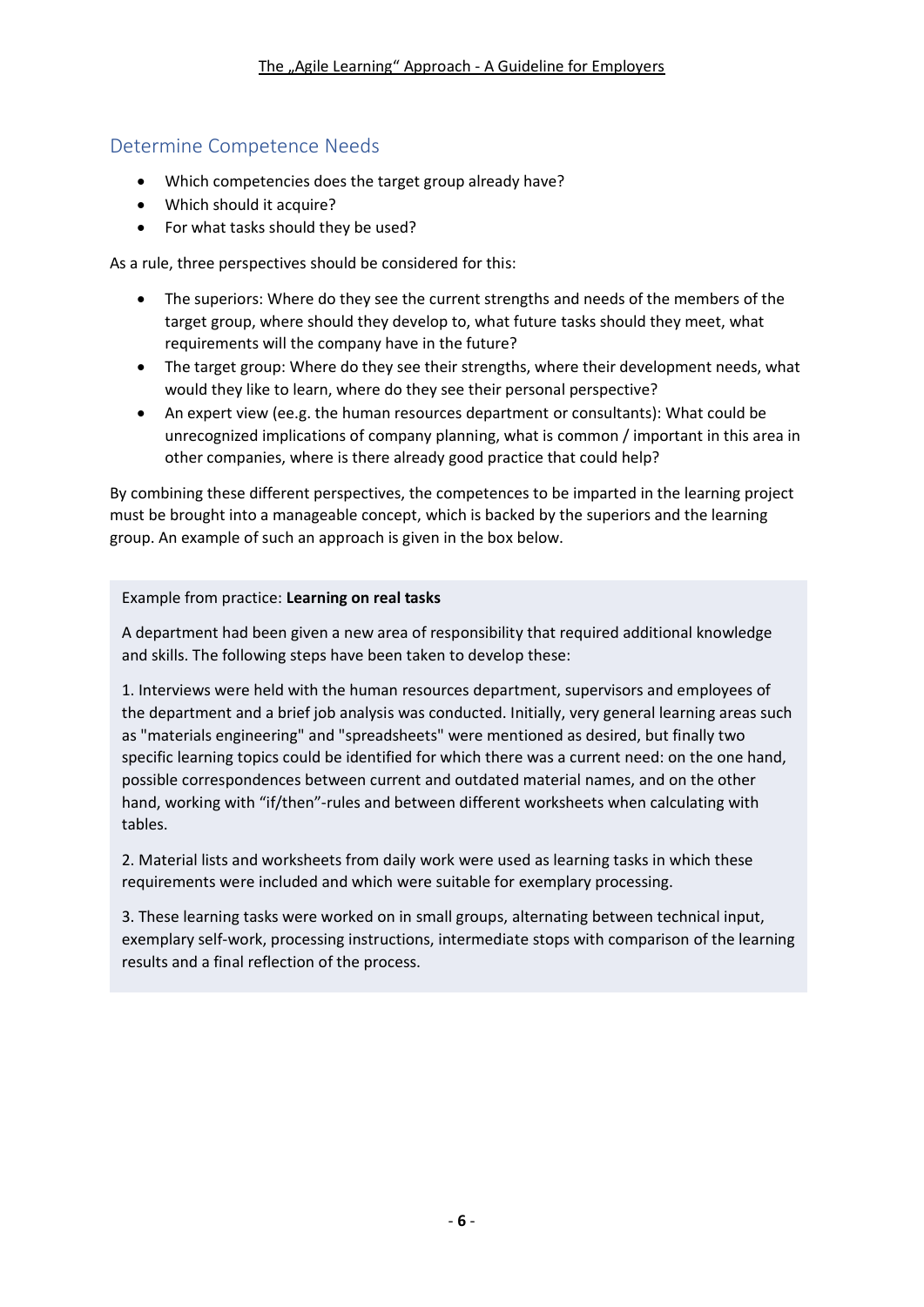## Determine Competence Needs

- Which competencies does the target group already have?
- Which should it acquire?
- For what tasks should they be used?

As a rule, three perspectives should be considered for this:

- The superiors: Where do they see the current strengths and needs of the members of the target group, where should they develop to, what future tasks should they meet, what requirements will the company have in the future?
- The target group: Where do they see their strengths, where their development needs, what would they like to learn, where do they see their personal perspective?
- An expert view (ee.g. the human resources department or consultants): What could be unrecognized implications of company planning, what is common / important in this area in other companies, where is there already good practice that could help?

By combining these different perspectives, the competences to be imparted in the learning project must be brought into a manageable concept, which is backed by the superiors and the learning group. An example of such an approach is given in the box below.

> Example from practice: **Learning on real tasks**
>
> A department had been given a new area of responsibility that required additional knowledge and skills. The following steps have been taken to develop these:
>
> 1. Interviews were held with the human resources department, supervisors and employees of the department and a brief job analysis was conducted. Initially, very general learning areas such as "materials engineering" and "spreadsheets" were mentioned as desired, but finally two specific learning topics could be identified for which there was a current need: on the one hand, possible correspondences between current and outdated material names, and on the other hand, working with "if/then"-rules and between different worksheets when calculating with tables.
>
> 2. Material lists and worksheets from daily work were used as learning tasks in which these requirements were included and which were suitable for exemplary processing.
>
> 3. These learning tasks were worked on in small groups, alternating between technical input, exemplary self-work, processing instructions, intermediate stops with comparison of the learning results and a final reflection of the process.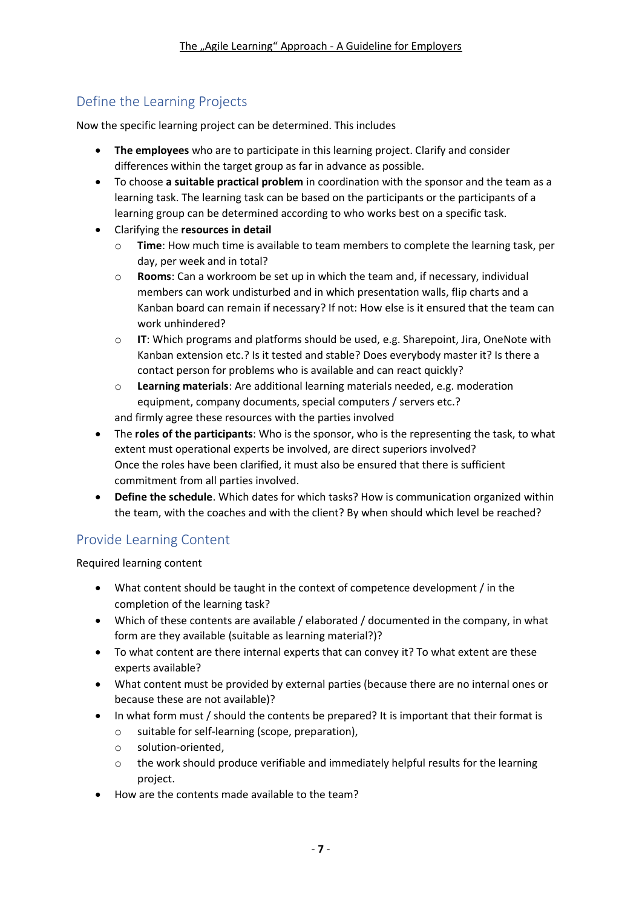## Define the Learning Projects

Now the specific learning project can be determined. This includes

- **The employees** who are to participate in this learning project. Clarify and consider differences within the target group as far in advance as possible.
- To choose **a suitable practical problem** in coordination with the sponsor and the team as a learning task. The learning task can be based on the participants or the participants of a learning group can be determined according to who works best on a specific task.
- Clarifying the **resources in detail**
  - **Time**: How much time is available to team members to complete the learning task, per day, per week and in total?
  - **Rooms**: Can a workroom be set up in which the team and, if necessary, individual members can work undisturbed and in which presentation walls, flip charts and a Kanban board can remain if necessary? If not: How else is it ensured that the team can work unhindered?
  - **IT**: Which programs and platforms should be used, e.g. Sharepoint, Jira, OneNote with Kanban extension etc.? Is it tested and stable? Does everybody master it? Is there a contact person for problems who is available and can react quickly?
  - **Learning materials**: Are additional learning materials needed, e.g. moderation equipment, company documents, special computers / servers etc.?

  and firmly agree these resources with the parties involved
- The **roles of the participants**: Who is the sponsor, who is the representing the task, to what extent must operational experts be involved, are direct superiors involved? Once the roles have been clarified, it must also be ensured that there is sufficient commitment from all parties involved.
- **Define the schedule**. Which dates for which tasks? How is communication organized within the team, with the coaches and with the client? By when should which level be reached?

## Provide Learning Content

Required learning content

- What content should be taught in the context of competence development / in the completion of the learning task?
- Which of these contents are available / elaborated / documented in the company, in what form are they available (suitable as learning material?)?
- To what content are there internal experts that can convey it? To what extent are these experts available?
- What content must be provided by external parties (because there are no internal ones or because these are not available)?
- In what form must / should the contents be prepared? It is important that their format is
  - suitable for self-learning (scope, preparation),
  - solution-oriented,
  - the work should produce verifiable and immediately helpful results for the learning project.
- How are the contents made available to the team?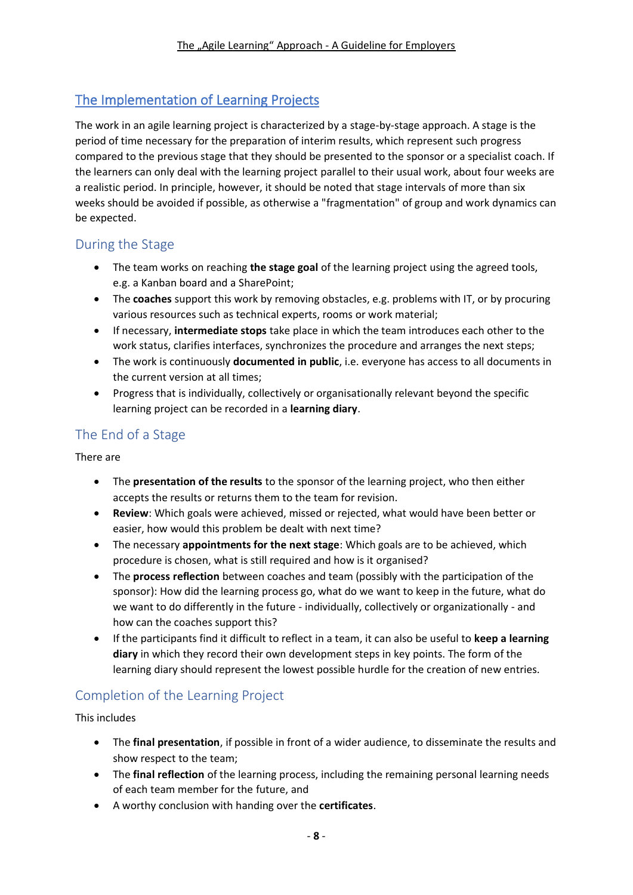## The Implementation of Learning Projects

The work in an agile learning project is characterized by a stage-by-stage approach. A stage is the period of time necessary for the preparation of interim results, which represent such progress compared to the previous stage that they should be presented to the sponsor or a specialist coach. If the learners can only deal with the learning project parallel to their usual work, about four weeks are a realistic period. In principle, however, it should be noted that stage intervals of more than six weeks should be avoided if possible, as otherwise a "fragmentation" of group and work dynamics can be expected.

### During the Stage

- The team works on reaching **the stage goal** of the learning project using the agreed tools, e.g. a Kanban board and a SharePoint;
- The **coaches** support this work by removing obstacles, e.g. problems with IT, or by procuring various resources such as technical experts, rooms or work material;
- If necessary, **intermediate stops** take place in which the team introduces each other to the work status, clarifies interfaces, synchronizes the procedure and arranges the next steps;
- The work is continuously **documented in public**, i.e. everyone has access to all documents in the current version at all times;
- Progress that is individually, collectively or organisationally relevant beyond the specific learning project can be recorded in a **learning diary**.

### The End of a Stage

There are

- The **presentation of the results** to the sponsor of the learning project, who then either accepts the results or returns them to the team for revision.
- **Review**: Which goals were achieved, missed or rejected, what would have been better or easier, how would this problem be dealt with next time?
- The necessary **appointments for the next stage**: Which goals are to be achieved, which procedure is chosen, what is still required and how is it organised?
- The **process reflection** between coaches and team (possibly with the participation of the sponsor): How did the learning process go, what do we want to keep in the future, what do we want to do differently in the future - individually, collectively or organizationally - and how can the coaches support this?
- If the participants find it difficult to reflect in a team, it can also be useful to **keep a learning diary** in which they record their own development steps in key points. The form of the learning diary should represent the lowest possible hurdle for the creation of new entries.

### Completion of the Learning Project

This includes

- The **final presentation**, if possible in front of a wider audience, to disseminate the results and show respect to the team;
- The **final reflection** of the learning process, including the remaining personal learning needs of each team member for the future, and
- A worthy conclusion with handing over the **certificates**.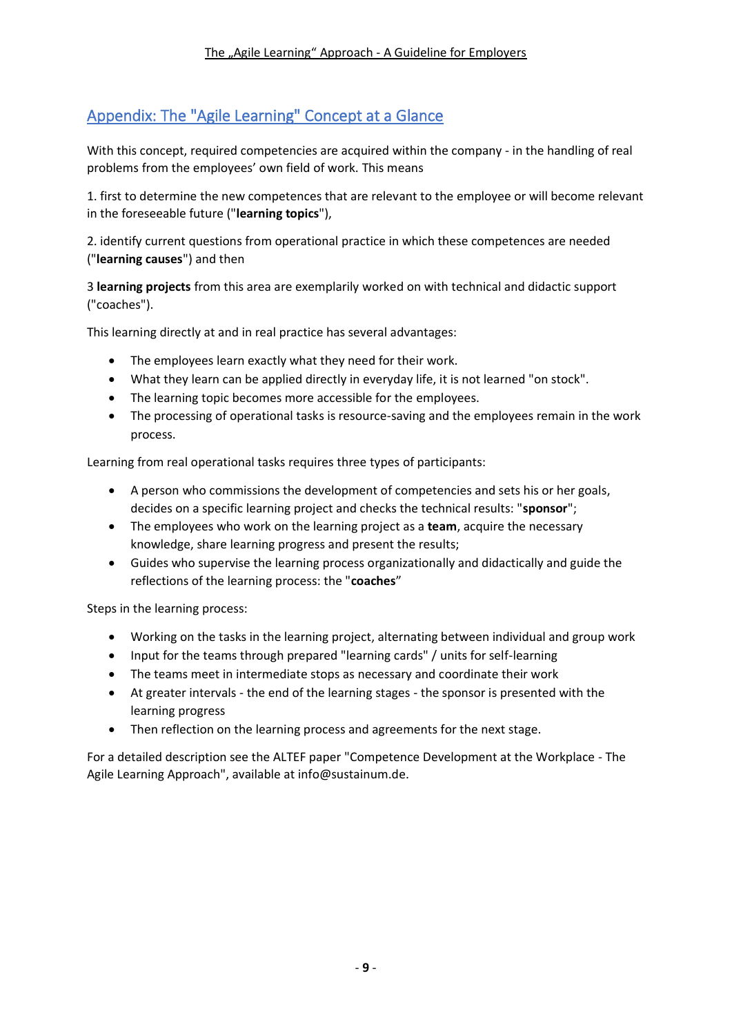## Appendix: The "Agile Learning" Concept at a Glance

With this concept, required competencies are acquired within the company - in the handling of real problems from the employees' own field of work. This means

1. first to determine the new competences that are relevant to the employee or will become relevant in the foreseeable future ("**learning topics**"),

2. identify current questions from operational practice in which these competences are needed ("**learning causes**") and then

3 **learning projects** from this area are exemplarily worked on with technical and didactic support ("coaches").

This learning directly at and in real practice has several advantages:

- The employees learn exactly what they need for their work.
- What they learn can be applied directly in everyday life, it is not learned "on stock".
- The learning topic becomes more accessible for the employees.
- The processing of operational tasks is resource-saving and the employees remain in the work process.

Learning from real operational tasks requires three types of participants:

- A person who commissions the development of competencies and sets his or her goals, decides on a specific learning project and checks the technical results: "**sponsor**";
- The employees who work on the learning project as a **team**, acquire the necessary knowledge, share learning progress and present the results;
- Guides who supervise the learning process organizationally and didactically and guide the reflections of the learning process: the "**coaches**"

Steps in the learning process:

- Working on the tasks in the learning project, alternating between individual and group work
- Input for the teams through prepared "learning cards" / units for self-learning
- The teams meet in intermediate stops as necessary and coordinate their work
- At greater intervals - the end of the learning stages - the sponsor is presented with the learning progress
- Then reflection on the learning process and agreements for the next stage.

For a detailed description see the ALTEF paper "Competence Development at the Workplace - The Agile Learning Approach", available at info@sustainum.de.